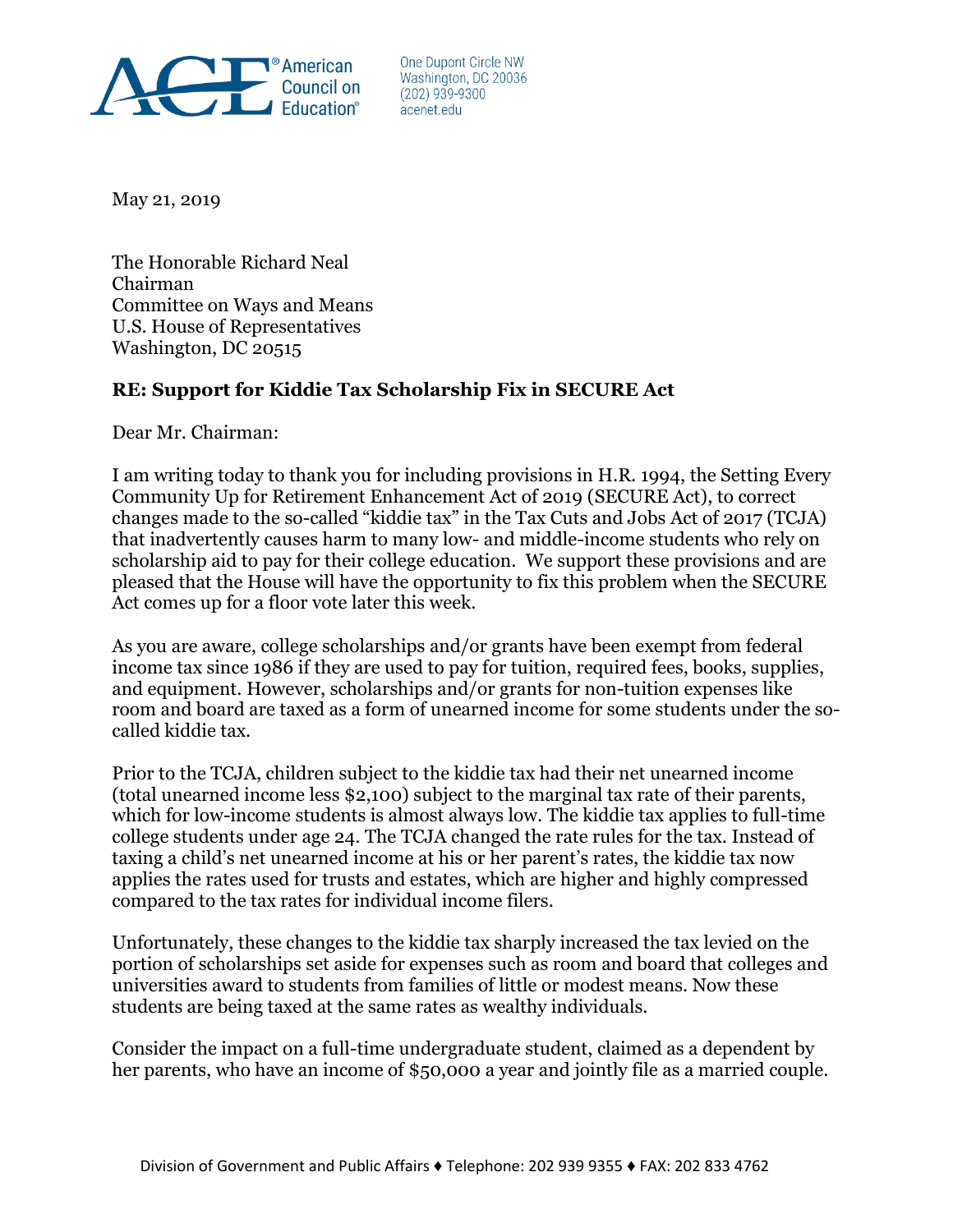American Council on Education®

One Dupont Circle NW
Washington, DC 20036
(202) 939-9300
acenet.edu

May 21, 2019

The Honorable Richard Neal
Chairman
Committee on Ways and Means
U.S. House of Representatives
Washington, DC 20515

**RE: Support for Kiddie Tax Scholarship Fix in SECURE Act**

Dear Mr. Chairman:

I am writing today to thank you for including provisions in H.R. 1994, the Setting Every Community Up for Retirement Enhancement Act of 2019 (SECURE Act), to correct changes made to the so-called "kiddie tax" in the Tax Cuts and Jobs Act of 2017 (TCJA) that inadvertently causes harm to many low- and middle-income students who rely on scholarship aid to pay for their college education. We support these provisions and are pleased that the House will have the opportunity to fix this problem when the SECURE Act comes up for a floor vote later this week.

As you are aware, college scholarships and/or grants have been exempt from federal income tax since 1986 if they are used to pay for tuition, required fees, books, supplies, and equipment. However, scholarships and/or grants for non-tuition expenses like room and board are taxed as a form of unearned income for some students under the so-called kiddie tax.

Prior to the TCJA, children subject to the kiddie tax had their net unearned income (total unearned income less $2,100) subject to the marginal tax rate of their parents, which for low-income students is almost always low. The kiddie tax applies to full-time college students under age 24. The TCJA changed the rate rules for the tax. Instead of taxing a child's net unearned income at his or her parent's rates, the kiddie tax now applies the rates used for trusts and estates, which are higher and highly compressed compared to the tax rates for individual income filers.

Unfortunately, these changes to the kiddie tax sharply increased the tax levied on the portion of scholarships set aside for expenses such as room and board that colleges and universities award to students from families of little or modest means. Now these students are being taxed at the same rates as wealthy individuals.

Consider the impact on a full-time undergraduate student, claimed as a dependent by her parents, who have an income of $50,000 a year and jointly file as a married couple.

Division of Government and Public Affairs ♦ Telephone: 202 939 9355 ♦ FAX: 202 833 4762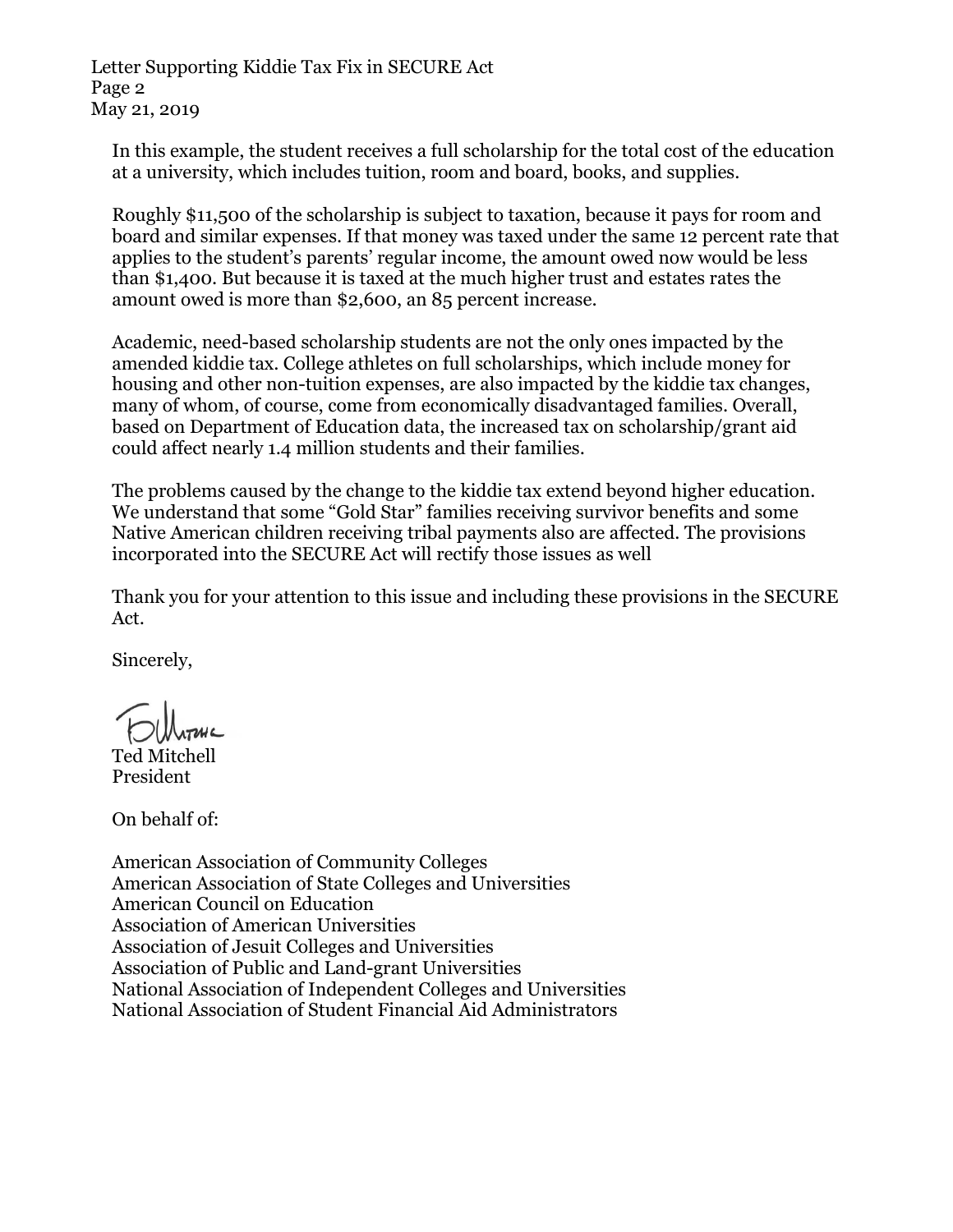In this example, the student receives a full scholarship for the total cost of the education at a university, which includes tuition, room and board, books, and supplies.

Roughly $11,500 of the scholarship is subject to taxation, because it pays for room and board and similar expenses. If that money was taxed under the same 12 percent rate that applies to the student's parents' regular income, the amount owed now would be less than $1,400. But because it is taxed at the much higher trust and estates rates the amount owed is more than $2,600, an 85 percent increase.

Academic, need-based scholarship students are not the only ones impacted by the amended kiddie tax. College athletes on full scholarships, which include money for housing and other non-tuition expenses, are also impacted by the kiddie tax changes, many of whom, of course, come from economically disadvantaged families. Overall, based on Department of Education data, the increased tax on scholarship/grant aid could affect nearly 1.4 million students and their families.

The problems caused by the change to the kiddie tax extend beyond higher education. We understand that some "Gold Star" families receiving survivor benefits and some Native American children receiving tribal payments also are affected. The provisions incorporated into the SECURE Act will rectify those issues as well

Thank you for your attention to this issue and including these provisions in the SECURE Act.

Sincerely,

Ted Mitchell
President

On behalf of:

American Association of Community Colleges
American Association of State Colleges and Universities
American Council on Education
Association of American Universities
Association of Jesuit Colleges and Universities
Association of Public and Land-grant Universities
National Association of Independent Colleges and Universities
National Association of Student Financial Aid Administrators